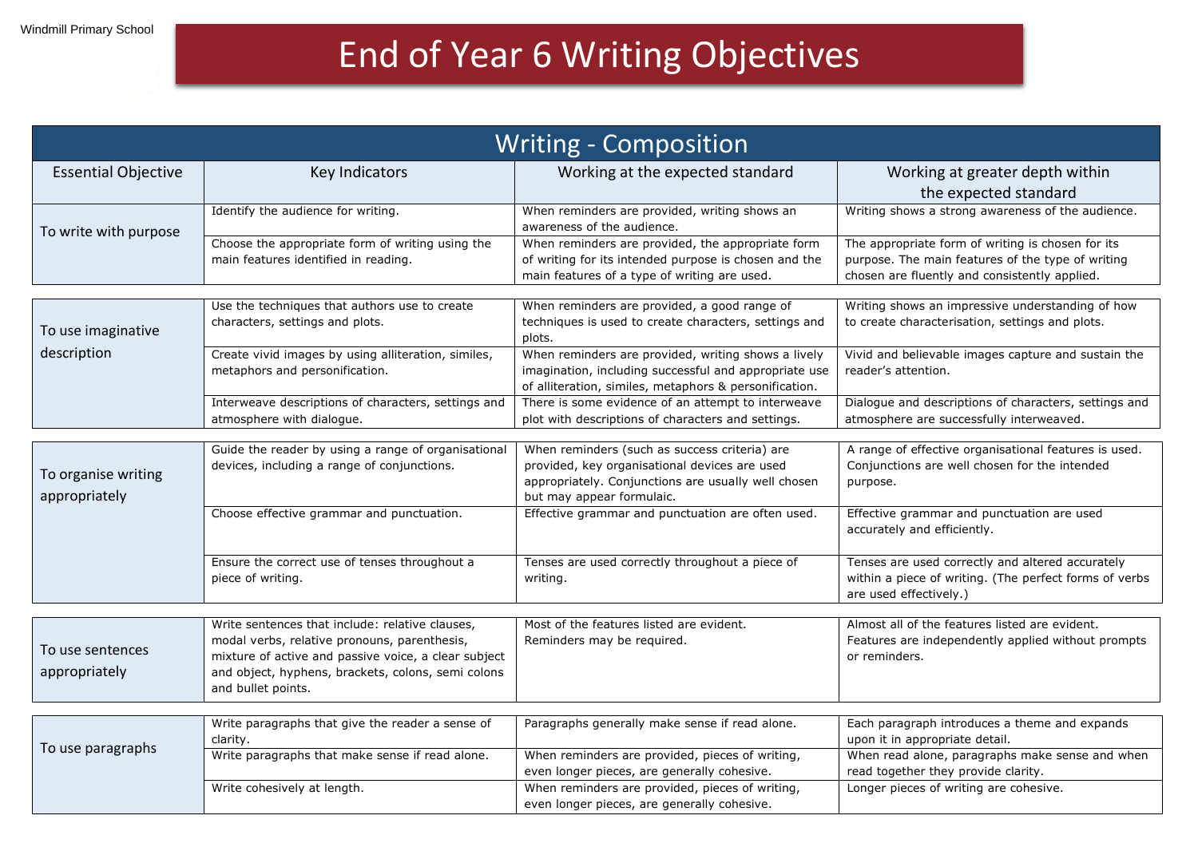Windmill Primary School

# End of Year 6 Writing Objectives

## Writing - Composition

| Essential Objective | Key Indicators | Working at the expected standard | Working at greater depth within the expected standard |
| --- | --- | --- | --- |
| To write with purpose | Identify the audience for writing. | When reminders are provided, writing shows an awareness of the audience. | Writing shows a strong awareness of the audience. |
| | Choose the appropriate form of writing using the main features identified in reading. | When reminders are provided, the appropriate form of writing for its intended purpose is chosen and the main features of a type of writing are used. | The appropriate form of writing is chosen for its purpose. The main features of the type of writing chosen are fluently and consistently applied. |
| To use imaginative description | Use the techniques that authors use to create characters, settings and plots. | When reminders are provided, a good range of techniques is used to create characters, settings and plots. | Writing shows an impressive understanding of how to create characterisation, settings and plots. |
| | Create vivid images by using alliteration, similes, metaphors and personification. | When reminders are provided, writing shows a lively imagination, including successful and appropriate use of alliteration, similes, metaphors & personification. | Vivid and believable images capture and sustain the reader's attention. |
| | Interweave descriptions of characters, settings and atmosphere with dialogue. | There is some evidence of an attempt to interweave plot with descriptions of characters and settings. | Dialogue and descriptions of characters, settings and atmosphere are successfully interweaved. |
| To organise writing appropriately | Guide the reader by using a range of organisational devices, including a range of conjunctions. | When reminders (such as success criteria) are provided, key organisational devices are used appropriately. Conjunctions are usually well chosen but may appear formulaic. | A range of effective organisational features is used. Conjunctions are well chosen for the intended purpose. |
| | Choose effective grammar and punctuation. | Effective grammar and punctuation are often used. | Effective grammar and punctuation are used accurately and efficiently. |
| | Ensure the correct use of tenses throughout a piece of writing. | Tenses are used correctly throughout a piece of writing. | Tenses are used correctly and altered accurately within a piece of writing. (The perfect forms of verbs are used effectively.) |
| To use sentences appropriately | Write sentences that include: relative clauses, modal verbs, relative pronouns, parenthesis, mixture of active and passive voice, a clear subject and object, hyphens, brackets, colons, semi colons and bullet points. | Most of the features listed are evident. Reminders may be required. | Almost all of the features listed are evident. Features are independently applied without prompts or reminders. |
| To use paragraphs | Write paragraphs that give the reader a sense of clarity. | Paragraphs generally make sense if read alone. | Each paragraph introduces a theme and expands upon it in appropriate detail. |
| | Write paragraphs that make sense if read alone. | When reminders are provided, pieces of writing, even longer pieces, are generally cohesive. | When read alone, paragraphs make sense and when read together they provide clarity. |
| | Write cohesively at length. | When reminders are provided, pieces of writing, even longer pieces, are generally cohesive. | Longer pieces of writing are cohesive. |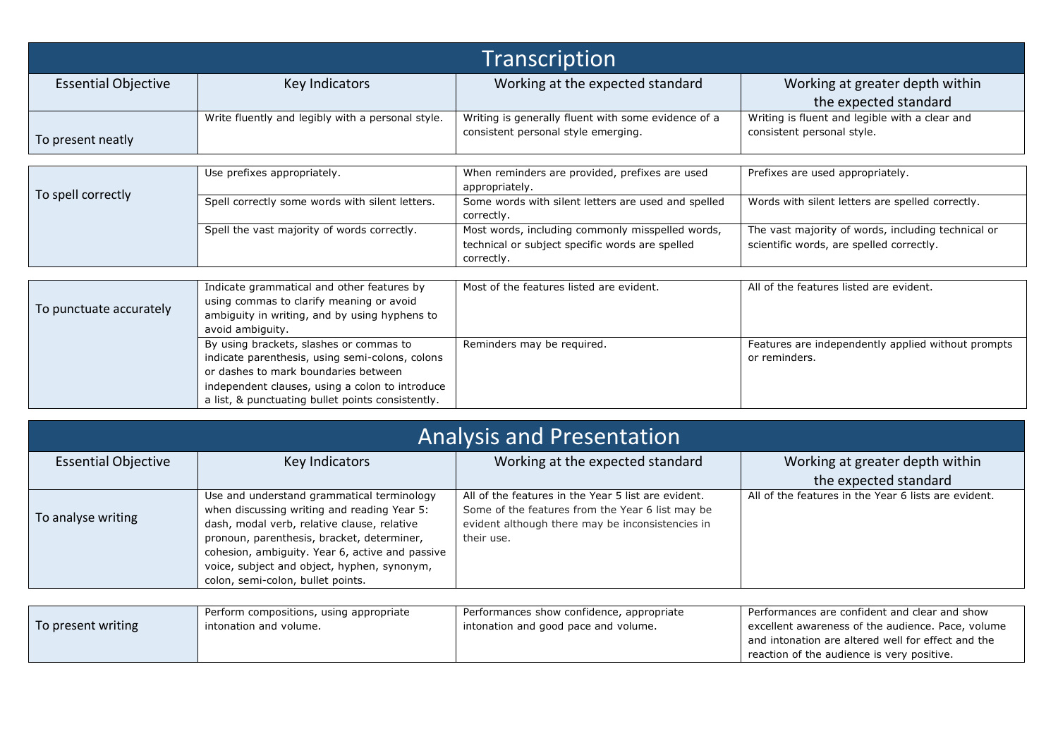# Transcription

| Essential Objective | Key Indicators | Working at the expected standard | Working at greater depth within the expected standard |
|---|---|---|---|
| To present neatly | Write fluently and legibly with a personal style. | Writing is generally fluent with some evidence of a consistent personal style emerging. | Writing is fluent and legible with a clear and consistent personal style. |
| To spell correctly | Use prefixes appropriately. | When reminders are provided, prefixes are used appropriately. | Prefixes are used appropriately. |
| | Spell correctly some words with silent letters. | Some words with silent letters are used and spelled correctly. | Words with silent letters are spelled correctly. |
| | Spell the vast majority of words correctly. | Most words, including commonly misspelled words, technical or subject specific words are spelled correctly. | The vast majority of words, including technical or scientific words, are spelled correctly. |
| To punctuate accurately | Indicate grammatical and other features by using commas to clarify meaning or avoid ambiguity in writing, and by using hyphens to avoid ambiguity. | Most of the features listed are evident. | All of the features listed are evident. |
| | By using brackets, slashes or commas to indicate parenthesis, using semi-colons, colons or dashes to mark boundaries between independent clauses, using a colon to introduce a list, & punctuating bullet points consistently. | Reminders may be required. | Features are independently applied without prompts or reminders. |

# Analysis and Presentation

| Essential Objective | Key Indicators | Working at the expected standard | Working at greater depth within the expected standard |
|---|---|---|---|
| To analyse writing | Use and understand grammatical terminology when discussing writing and reading Year 5: dash, modal verb, relative clause, relative pronoun, parenthesis, bracket, determiner, cohesion, ambiguity. Year 6, active and passive voice, subject and object, hyphen, synonym, colon, semi-colon, bullet points. | All of the features in the Year 5 list are evident. Some of the features from the Year 6 list may be evident although there may be inconsistencies in their use. | All of the features in the Year 6 lists are evident. |
| To present writing | Perform compositions, using appropriate intonation and volume. | Performances show confidence, appropriate intonation and good pace and volume. | Performances are confident and clear and show excellent awareness of the audience. Pace, volume and intonation are altered well for effect and the reaction of the audience is very positive. |